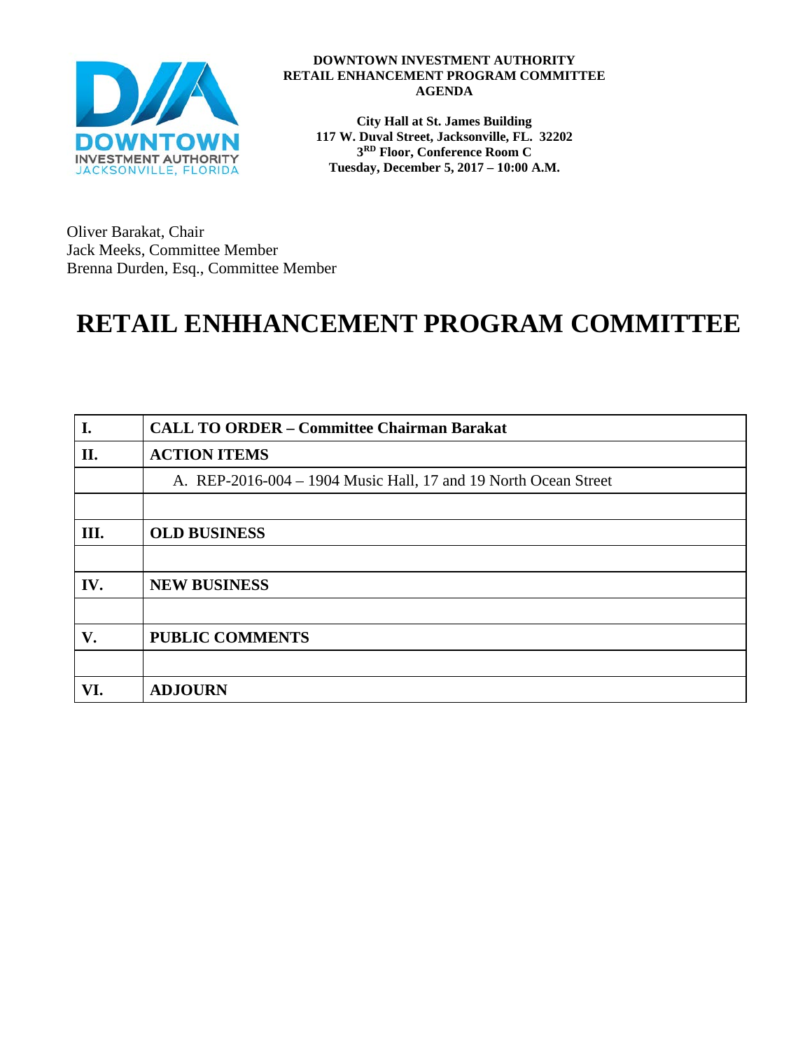**DOWNTOWN INVESTMENT AUTHORITY**
**RETAIL ENHANCEMENT PROGRAM COMMITTEE**
**AGENDA**

**City Hall at St. James Building**
**117 W. Duval Street, Jacksonville, FL. 32202**
**3RD Floor, Conference Room C**
**Tuesday, December 5, 2017 – 10:00 A.M.**

Oliver Barakat, Chair
Jack Meeks, Committee Member
Brenna Durden, Esq., Committee Member

# RETAIL ENHHANCEMENT PROGRAM COMMITTEE

| | |
|---|---|
| **I.** | **CALL TO ORDER – Committee Chairman Barakat** |
| **II.** | **ACTION ITEMS** |
| | A. REP-2016-004 – 1904 Music Hall, 17 and 19 North Ocean Street |
| | |
| **III.** | **OLD BUSINESS** |
| | |
| **IV.** | **NEW BUSINESS** |
| | |
| **V.** | **PUBLIC COMMENTS** |
| | |
| **VI.** | **ADJOURN** |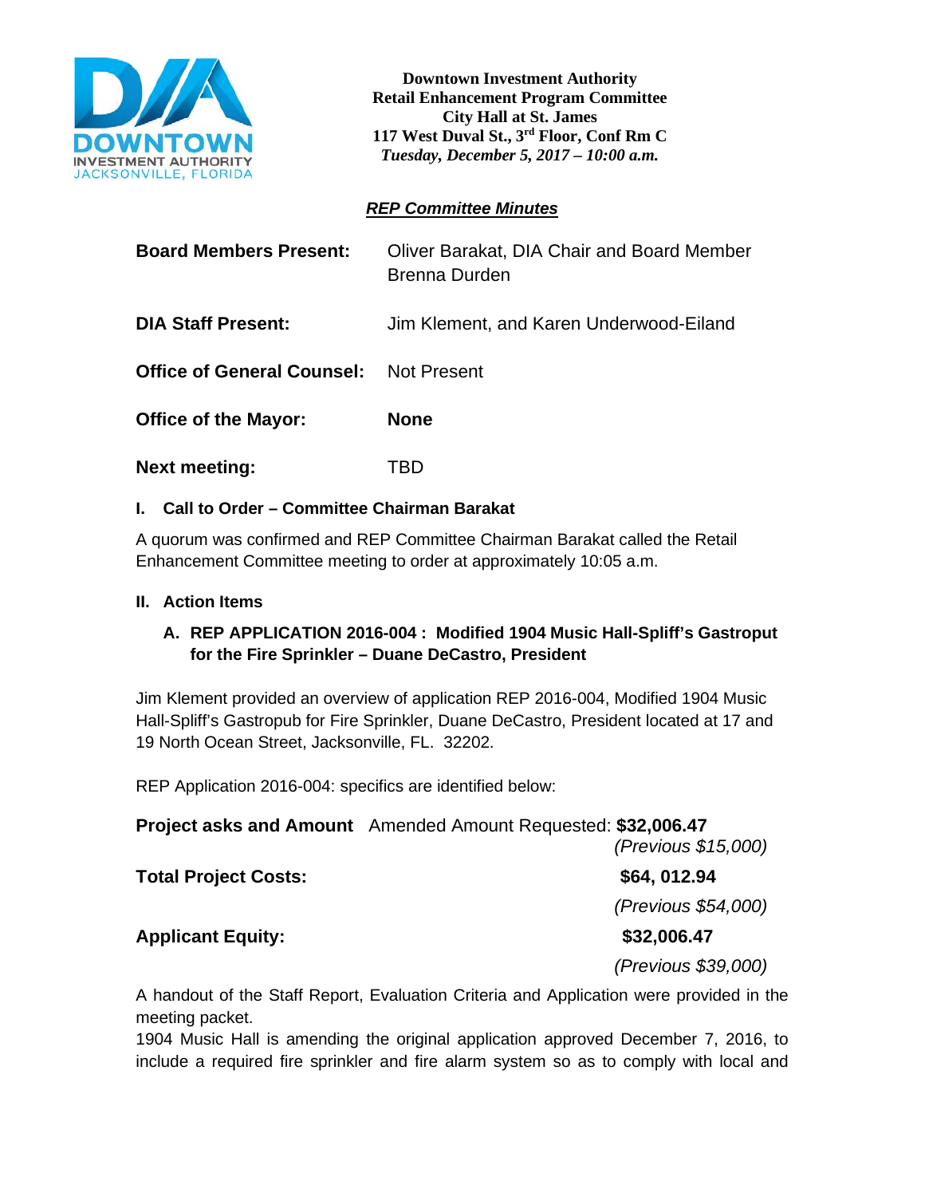**Downtown Investment Authority**
**Retail Enhancement Program Committee**
**City Hall at St. James**
**117 West Duval St., 3rd Floor, Conf Rm C**
***Tuesday, December 5, 2017 – 10:00 a.m.***

## ***REP Committee Minutes***

| | |
|---|---|
| **Board Members Present:** | Oliver Barakat, DIA Chair and Board Member<br>Brenna Durden |
| **DIA Staff Present:** | Jim Klement, and Karen Underwood-Eiland |
| **Office of General Counsel:** | Not Present |
| **Office of the Mayor:** | **None** |
| **Next meeting:** | TBD |

### I. Call to Order – Committee Chairman Barakat

A quorum was confirmed and REP Committee Chairman Barakat called the Retail Enhancement Committee meeting to order at approximately 10:05 a.m.

### II. Action Items

#### A. REP APPLICATION 2016-004 : Modified 1904 Music Hall-Spliff's Gastroput for the Fire Sprinkler – Duane DeCastro, President

Jim Klement provided an overview of application REP 2016-004, Modified 1904 Music Hall-Spliff's Gastropub for Fire Sprinkler, Duane DeCastro, President located at 17 and 19 North Ocean Street, Jacksonville, FL. 32202.

REP Application 2016-004: specifics are identified below:

| | |
|---|---|
| **Project asks and Amount** Amended Amount Requested: | **$32,006.47**<br>*(Previous $15,000)* |
| **Total Project Costs:** | **$64, 012.94**<br>*(Previous $54,000)* |
| **Applicant Equity:** | **$32,006.47**<br>*(Previous $39,000)* |

A handout of the Staff Report, Evaluation Criteria and Application were provided in the meeting packet.

1904 Music Hall is amending the original application approved December 7, 2016, to include a required fire sprinkler and fire alarm system so as to comply with local and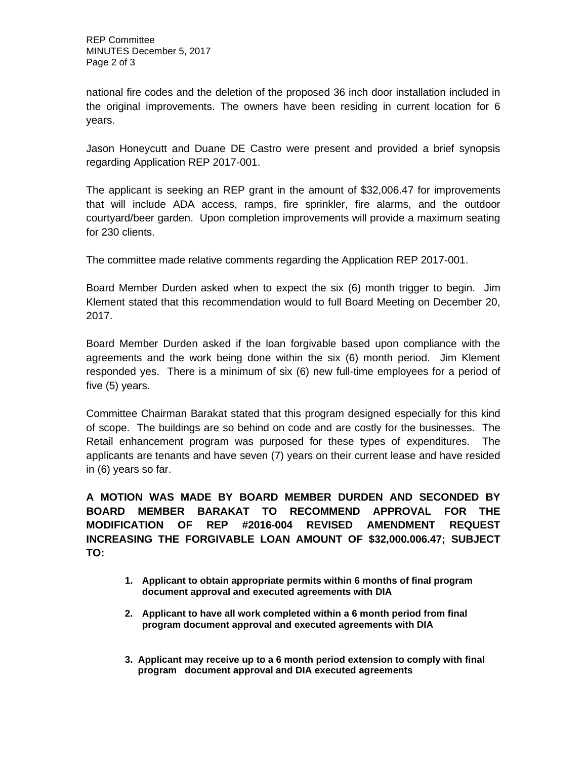national fire codes and the deletion of the proposed 36 inch door installation included in the original improvements. The owners have been residing in current location for 6 years.

Jason Honeycutt and Duane DE Castro were present and provided a brief synopsis regarding Application REP 2017-001.

The applicant is seeking an REP grant in the amount of $32,006.47 for improvements that will include ADA access, ramps, fire sprinkler, fire alarms, and the outdoor courtyard/beer garden. Upon completion improvements will provide a maximum seating for 230 clients.

The committee made relative comments regarding the Application REP 2017-001.

Board Member Durden asked when to expect the six (6) month trigger to begin. Jim Klement stated that this recommendation would to full Board Meeting on December 20, 2017.

Board Member Durden asked if the loan forgivable based upon compliance with the agreements and the work being done within the six (6) month period. Jim Klement responded yes. There is a minimum of six (6) new full-time employees for a period of five (5) years.

Committee Chairman Barakat stated that this program designed especially for this kind of scope. The buildings are so behind on code and are costly for the businesses. The Retail enhancement program was purposed for these types of expenditures. The applicants are tenants and have seven (7) years on their current lease and have resided in (6) years so far.

**A MOTION WAS MADE BY BOARD MEMBER DURDEN AND SECONDED BY BOARD MEMBER BARAKAT TO RECOMMEND APPROVAL FOR THE MODIFICATION OF REP #2016-004 REVISED AMENDMENT REQUEST INCREASING THE FORGIVABLE LOAN AMOUNT OF $32,000.006.47; SUBJECT TO:**

1. **Applicant to obtain appropriate permits within 6 months of final program document approval and executed agreements with DIA**
2. **Applicant to have all work completed within a 6 month period from final program document approval and executed agreements with DIA**
3. **Applicant may receive up to a 6 month period extension to comply with final program document approval and DIA executed agreements**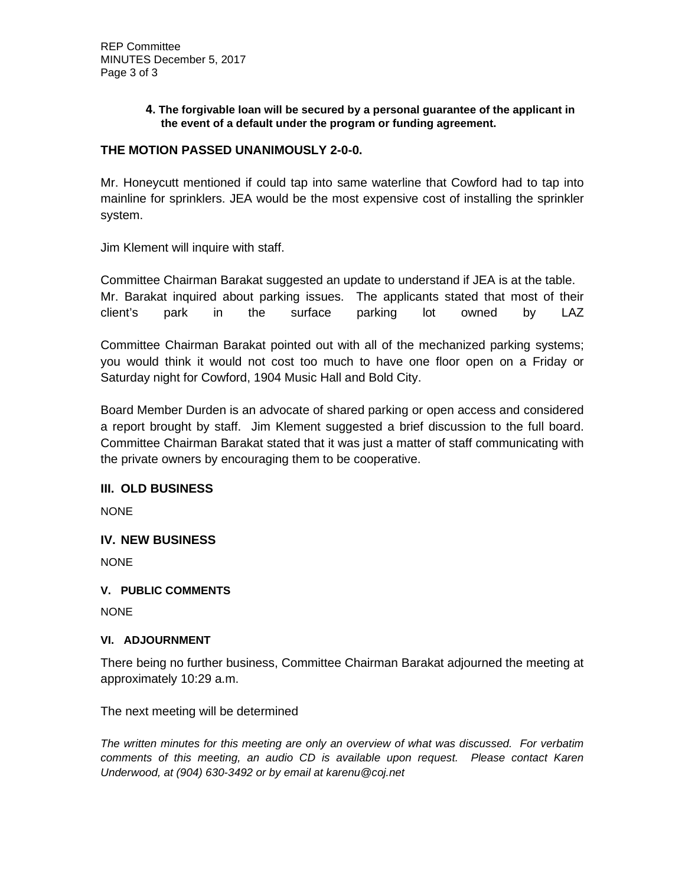4. **The forgivable loan will be secured by a personal guarantee of the applicant in the event of a default under the program or funding agreement.**

**THE MOTION PASSED UNANIMOUSLY 2-0-0.**

Mr. Honeycutt mentioned if could tap into same waterline that Cowford had to tap into mainline for sprinklers. JEA would be the most expensive cost of installing the sprinkler system.

Jim Klement will inquire with staff.

Committee Chairman Barakat suggested an update to understand if JEA is at the table. Mr. Barakat inquired about parking issues. The applicants stated that most of their client's park in the surface parking lot owned by LAZ

Committee Chairman Barakat pointed out with all of the mechanized parking systems; you would think it would not cost too much to have one floor open on a Friday or Saturday night for Cowford, 1904 Music Hall and Bold City.

Board Member Durden is an advocate of shared parking or open access and considered a report brought by staff. Jim Klement suggested a brief discussion to the full board. Committee Chairman Barakat stated that it was just a matter of staff communicating with the private owners by encouraging them to be cooperative.

## III. OLD BUSINESS

NONE

## IV. NEW BUSINESS

NONE

### V. PUBLIC COMMENTS

NONE

### VI. ADJOURNMENT

There being no further business, Committee Chairman Barakat adjourned the meeting at approximately 10:29 a.m.

The next meeting will be determined

*The written minutes for this meeting are only an overview of what was discussed. For verbatim comments of this meeting, an audio CD is available upon request. Please contact Karen Underwood, at (904) 630-3492 or by email at karenu@coj.net*